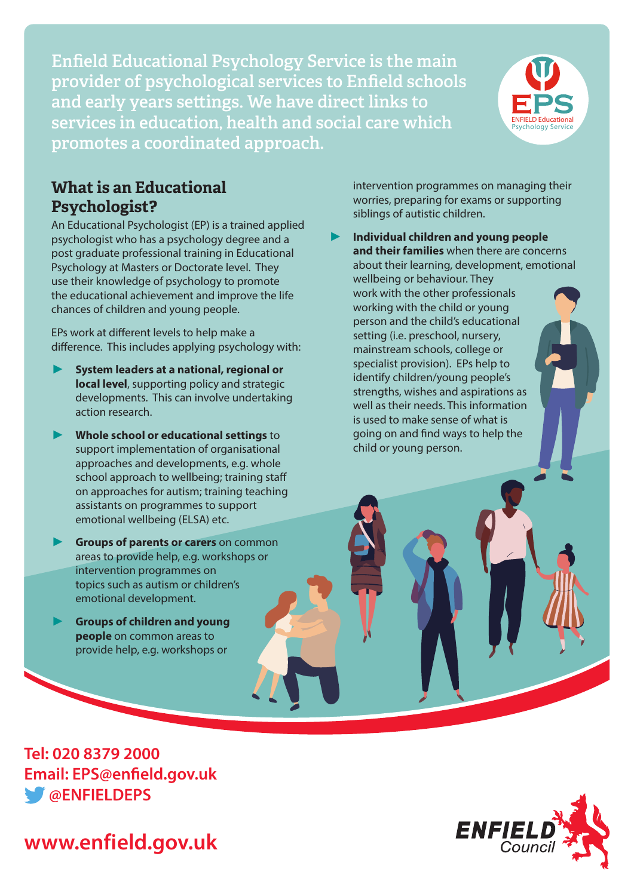Enfield Educational Psychology Service is the main provider of psychological services to Enfield schools and early years settings. We have direct links to services in education, health and social care which promotes a coordinated approach.

EPS
ENFIELD Educational Psychology Service

## What is an Educational Psychologist?

An Educational Psychologist (EP) is a trained applied psychologist who has a psychology degree and a post graduate professional training in Educational Psychology at Masters or Doctorate level. They use their knowledge of psychology to promote the educational achievement and improve the life chances of children and young people.

EPs work at different levels to help make a difference. This includes applying psychology with:

- **System leaders at a national, regional or local level**, supporting policy and strategic developments. This can involve undertaking action research.
- **Whole school or educational settings** to support implementation of organisational approaches and developments, e.g. whole school approach to wellbeing; training staff on approaches for autism; training teaching assistants on programmes to support emotional wellbeing (ELSA) etc.
- **Groups of parents or carers** on common areas to provide help, e.g. workshops or intervention programmes on topics such as autism or children's emotional development.
- **Groups of children and young people** on common areas to provide help, e.g. workshops or intervention programmes on managing their worries, preparing for exams or supporting siblings of autistic children.
- **Individual children and young people and their families** when there are concerns about their learning, development, emotional wellbeing or behaviour. They work with the other professionals working with the child or young person and the child's educational setting (i.e. preschool, nursery, mainstream schools, college or specialist provision). EPs help to identify children/young people's strengths, wishes and aspirations as well as their needs. This information is used to make sense of what is going on and find ways to help the child or young person.

**Tel: 020 8379 2000**
**Email: EPS@enfield.gov.uk**
**@ENFIELDEPS**

**www.enfield.gov.uk**

ENFIELD Council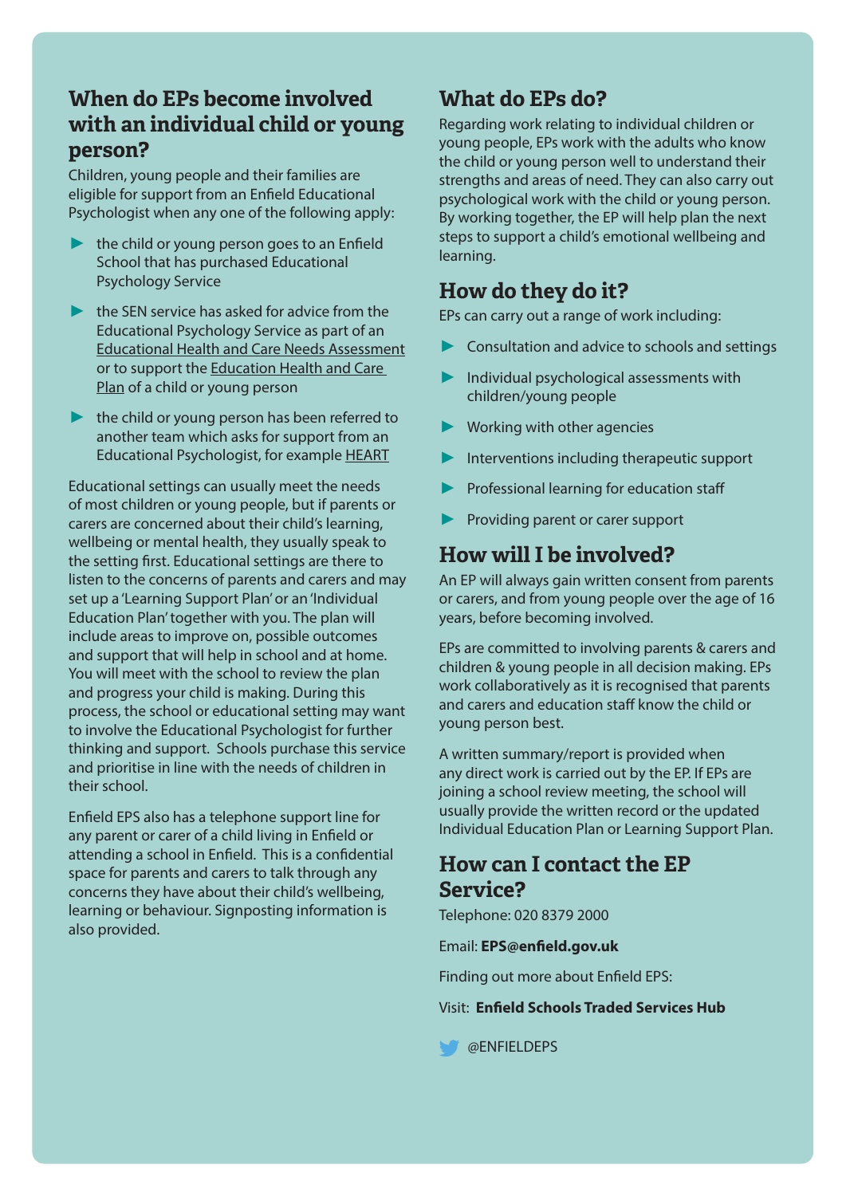## When do EPs become involved with an individual child or young person?

Children, young people and their families are eligible for support from an Enfield Educational Psychologist when any one of the following apply:

- the child or young person goes to an Enfield School that has purchased Educational Psychology Service
- the SEN service has asked for advice from the Educational Psychology Service as part of an Educational Health and Care Needs Assessment or to support the Education Health and Care Plan of a child or young person
- the child or young person has been referred to another team which asks for support from an Educational Psychologist, for example HEART

Educational settings can usually meet the needs of most children or young people, but if parents or carers are concerned about their child's learning, wellbeing or mental health, they usually speak to the setting first. Educational settings are there to listen to the concerns of parents and carers and may set up a 'Learning Support Plan' or an 'Individual Education Plan' together with you. The plan will include areas to improve on, possible outcomes and support that will help in school and at home. You will meet with the school to review the plan and progress your child is making. During this process, the school or educational setting may want to involve the Educational Psychologist for further thinking and support. Schools purchase this service and prioritise in line with the needs of children in their school.

Enfield EPS also has a telephone support line for any parent or carer of a child living in Enfield or attending a school in Enfield. This is a confidential space for parents and carers to talk through any concerns they have about their child's wellbeing, learning or behaviour. Signposting information is also provided.

## What do EPs do?

Regarding work relating to individual children or young people, EPs work with the adults who know the child or young person well to understand their strengths and areas of need. They can also carry out psychological work with the child or young person. By working together, the EP will help plan the next steps to support a child's emotional wellbeing and learning.

## How do they do it?

EPs can carry out a range of work including:

- Consultation and advice to schools and settings
- Individual psychological assessments with children/young people
- Working with other agencies
- Interventions including therapeutic support
- Professional learning for education staff
- Providing parent or carer support

## How will I be involved?

An EP will always gain written consent from parents or carers, and from young people over the age of 16 years, before becoming involved.

EPs are committed to involving parents & carers and children & young people in all decision making. EPs work collaboratively as it is recognised that parents and carers and education staff know the child or young person best.

A written summary/report is provided when any direct work is carried out by the EP. If EPs are joining a school review meeting, the school will usually provide the written record or the updated Individual Education Plan or Learning Support Plan.

## How can I contact the EP Service?

Telephone: 020 8379 2000

Email: **EPS@enfield.gov.uk**

Finding out more about Enfield EPS:

Visit: **Enfield Schools Traded Services Hub**

@ENFIELDEPS